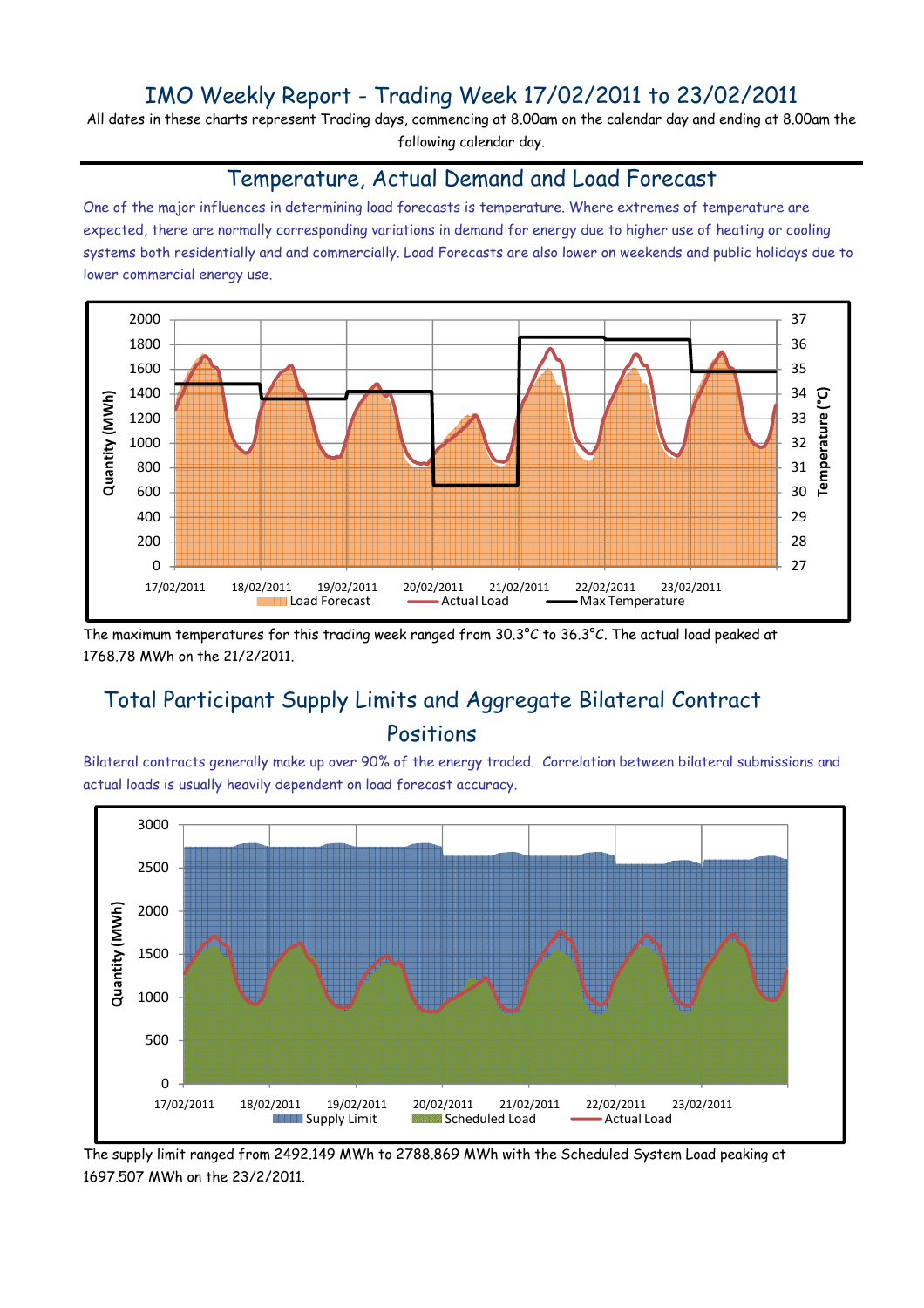# IMO Weekly Report - Trading Week 17/02/2011 to 23/02/2011

All dates in these charts represent Trading days, commencing at 8.00am on the calendar day and ending at 8.00am the following calendar day.

## Temperature, Actual Demand and Load Forecast

One of the major influences in determining load forecasts is temperature. Where extremes of temperature are expected, there are normally corresponding variations in demand for energy due to higher use of heating or cooling systems both residentially and and commercially. Load Forecasts are also lower on weekends and public holidays due to lower commercial energy use.

The maximum temperatures for this trading week ranged from 30.3°C to 36.3°C. The actual load peaked at 1768.78 MWh on the 21/2/2011.

## Total Participant Supply Limits and Aggregate Bilateral Contract Positions

Bilateral contracts generally make up over 90% of the energy traded. Correlation between bilateral submissions and actual loads is usually heavily dependent on load forecast accuracy.

The supply limit ranged from 2492.149 MWh to 2788.869 MWh with the Scheduled System Load peaking at 1697.507 MWh on the 23/2/2011.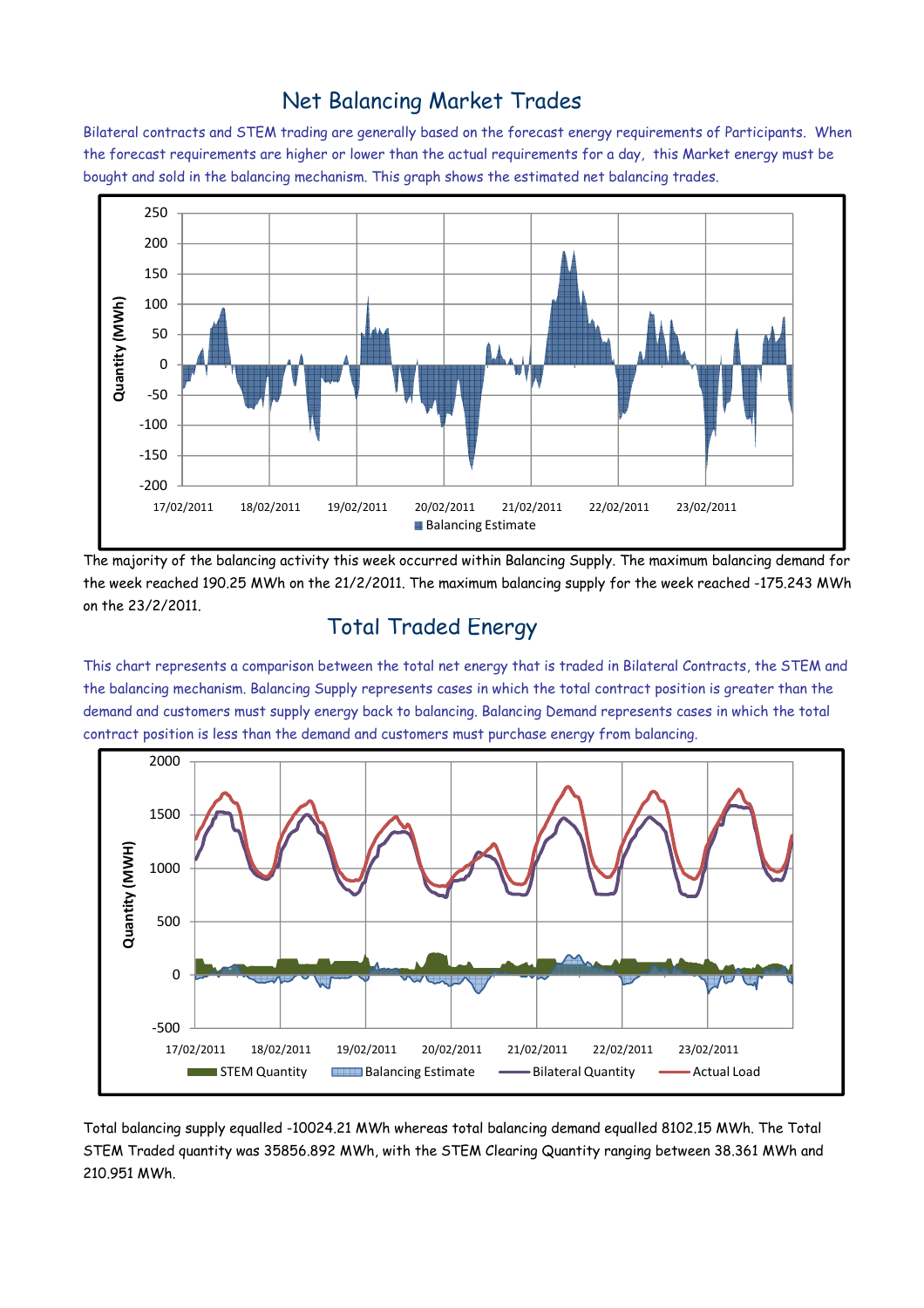## Net Balancing Market Trades

Bilateral contracts and STEM trading are generally based on the forecast energy requirements of Participants. When the forecast requirements are higher or lower than the actual requirements for a day, this Market energy must be bought and sold in the balancing mechanism. This graph shows the estimated net balancing trades.

The majority of the balancing activity this week occurred within Balancing Supply. The maximum balancing demand for the week reached 190.25 MWh on the 21/2/2011. The maximum balancing supply for the week reached -175.243 MWh on the 23/2/2011.

## Total Traded Energy

This chart represents a comparison between the total net energy that is traded in Bilateral Contracts, the STEM and the balancing mechanism. Balancing Supply represents cases in which the total contract position is greater than the demand and customers must supply energy back to balancing. Balancing Demand represents cases in which the total contract position is less than the demand and customers must purchase energy from balancing.

Total balancing supply equalled -10024.21 MWh whereas total balancing demand equalled 8102.15 MWh. The Total STEM Traded quantity was 35856.892 MWh, with the STEM Clearing Quantity ranging between 38.361 MWh and 210.951 MWh.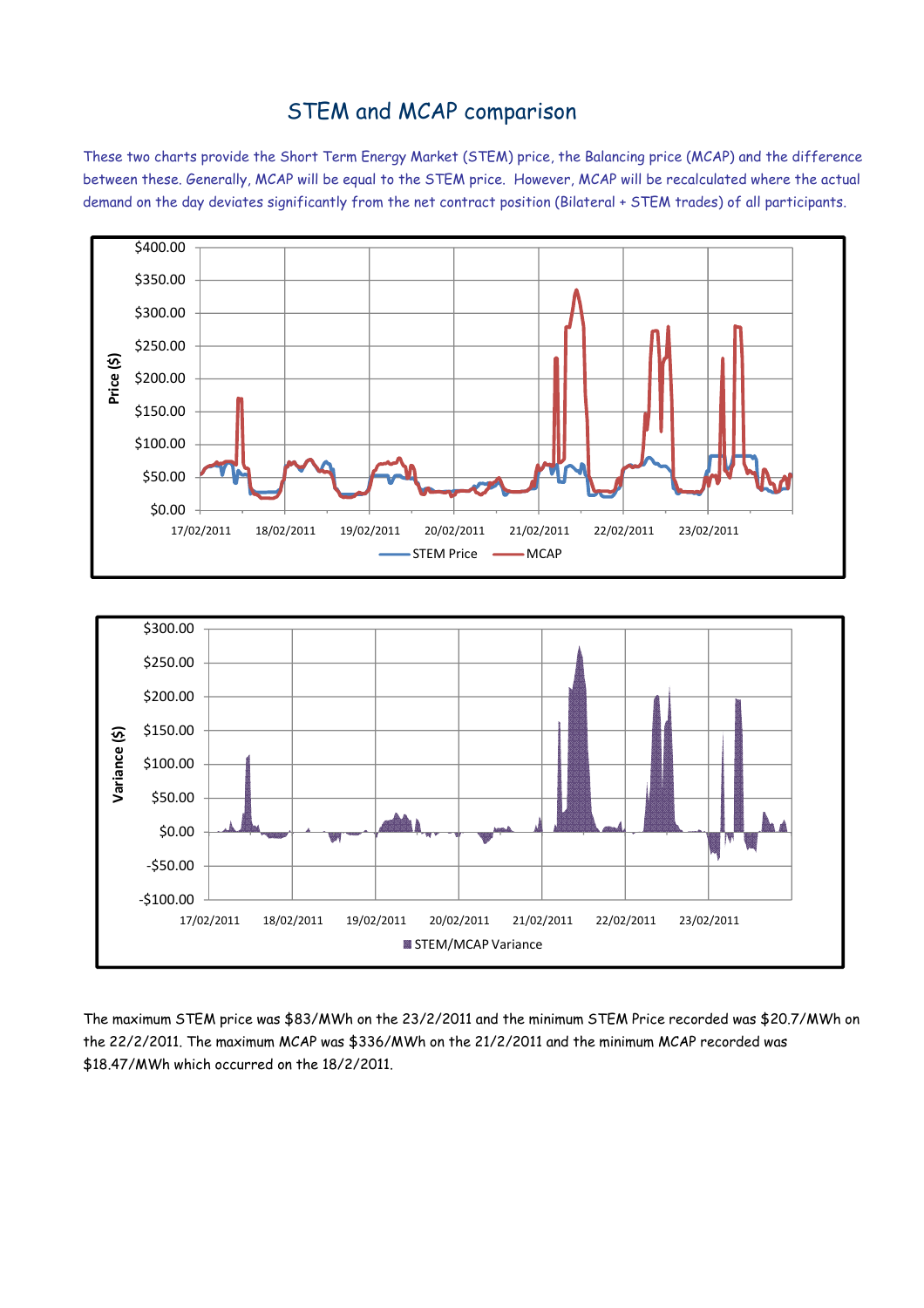# STEM and MCAP comparison

These two charts provide the Short Term Energy Market (STEM) price, the Balancing price (MCAP) and the difference between these. Generally, MCAP will be equal to the STEM price. However, MCAP will be recalculated where the actual demand on the day deviates significantly from the net contract position (Bilateral + STEM trades) of all participants.

Price ($)

$400.00
$350.00
$300.00
$250.00
$200.00
$150.00
$100.00
$50.00
$0.00

17/02/2011 18/02/2011 19/02/2011 20/02/2011 21/02/2011 22/02/2011 23/02/2011

STEM Price MCAP

Variance ($)

$300.00
$250.00
$200.00
$150.00
$100.00
$50.00
$0.00
-$50.00
-$100.00

17/02/2011 18/02/2011 19/02/2011 20/02/2011 21/02/2011 22/02/2011 23/02/2011

STEM/MCAP Variance

The maximum STEM price was $83/MWh on the 23/2/2011 and the minimum STEM Price recorded was $20.7/MWh on the 22/2/2011. The maximum MCAP was $336/MWh on the 21/2/2011 and the minimum MCAP recorded was $18.47/MWh which occurred on the 18/2/2011.